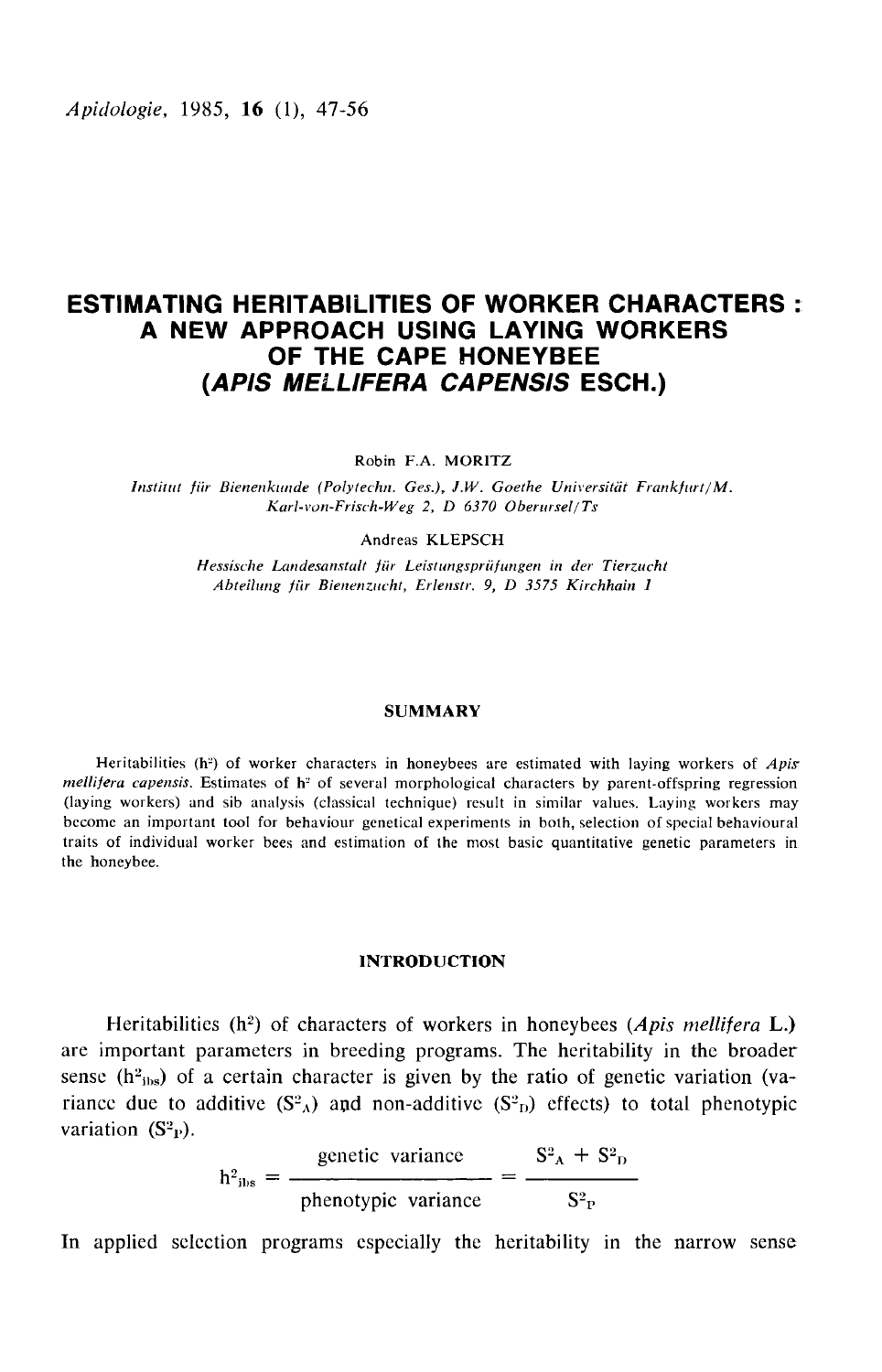*Apidologie*, 1985, **16** (1), 47-56

# ESTIMATING HERITABILITIES OF WORKER CHARACTERS : A NEW APPROACH USING LAYING WORKERS OF THE CAPE HONEYBEE (*APIS MELLIFERA CAPENSIS* ESCH.)

Robin F.A. MORITZ

*Institut für Bienenkunde (Polytechn. Ges.), J.W. Goethe Universität Frankfurt/M. Karl-von-Frisch-Weg 2, D 6370 Oberursel/Ts*

Andreas KLEPSCH

*Hessische Landesanstalt für Leistungsprüfungen in der Tierzucht Abteilung für Bienenzucht, Erlenstr. 9, D 3575 Kirchhain 1*

## SUMMARY

Heritabilities ($h^2$) of worker characters in honeybees are estimated with laying workers of *Apis mellifera capensis*. Estimates of $h^2$ of several morphological characters by parent-offspring regression (laying workers) and sib analysis (classical technique) result in similar values. Laying workers may become an important tool for behaviour genetical experiments in both, selection of special behavioural traits of individual worker bees and estimation of the most basic quantitative genetic parameters in the honeybee.

## INTRODUCTION

Heritabilities ($h^2$) of characters of workers in honeybees (*Apis mellifera* L.) are important parameters in breeding programs. The heritability in the broader sense ($h^2_{ibs}$) of a certain character is given by the ratio of genetic variation (variance due to additive ($S^2_A$) and non-additive ($S^2_D$) effects) to total phenotypic variation ($S^2_P$).

$$h^2_{ibs} = \frac{\text{genetic variance}}{\text{phenotypic variance}} = \frac{S^2_A + S^2_D}{S^2_P}$$

In applied selection programs especially the heritability in the narrow sense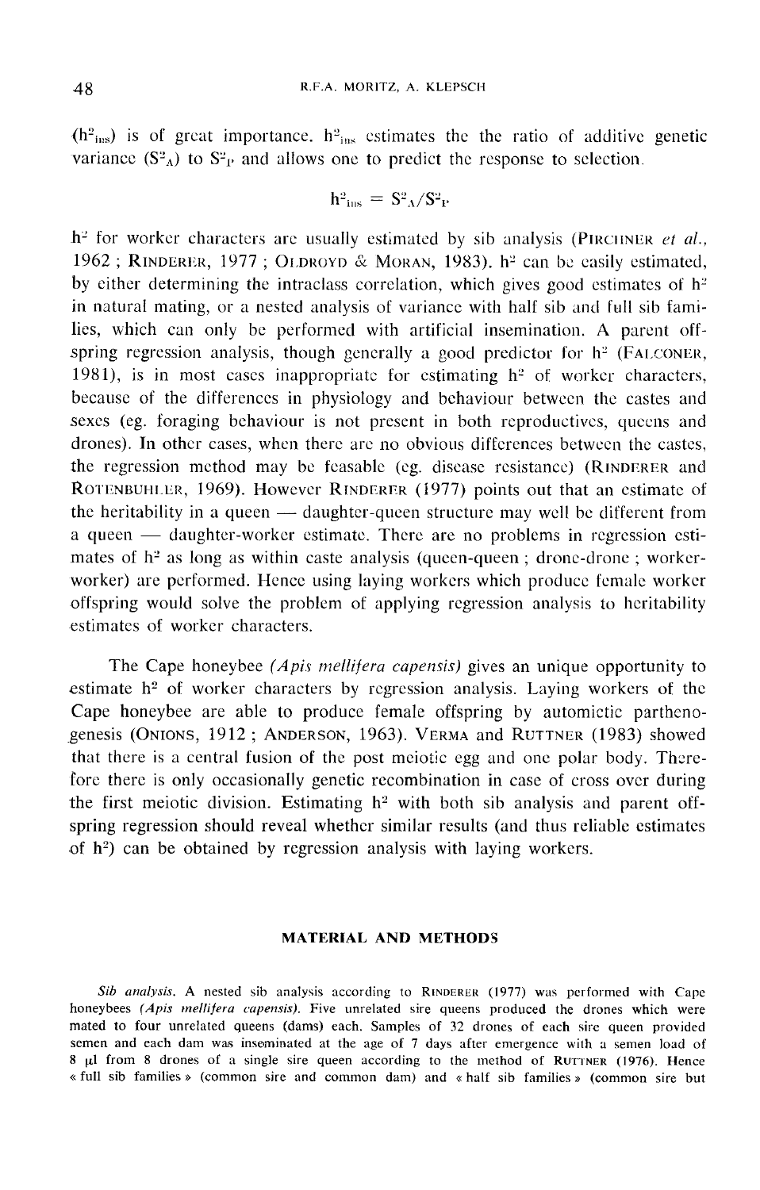($h^2_{ins}$) is of great importance. $h^2_{ins}$ estimates the the ratio of additive genetic variance ($S^2_A$) to $S^2_P$ and allows one to predict the response to selection.

$$h^2_{ins} = S^2_A / S^2_P$$

$h^2$ for worker characters are usually estimated by sib analysis (PIRCHNER *et al.*, 1962 ; RINDERER, 1977 ; OLDROYD & MORAN, 1983). $h^2$ can be easily estimated, by either determining the intraclass correlation, which gives good estimates of $h^2$ in natural mating, or a nested analysis of variance with half sib and full sib families, which can only be performed with artificial insemination. A parent offspring regression analysis, though generally a good predictor for $h^2$ (FALCONER, 1981), is in most cases inappropriate for estimating $h^2$ of worker characters, because of the differences in physiology and behaviour between the castes and sexes (eg. foraging behaviour is not present in both reproductives, queens and drones). In other cases, when there are no obvious differences between the castes, the regression method may be feasable (eg. disease resistance) (RINDERER and ROTENBUHLER, 1969). However RINDERER (1977) points out that an estimate of the heritability in a queen — daughter-queen structure may well be different from a queen — daughter-worker estimate. There are no problems in regression estimates of $h^2$ as long as within caste analysis (queen-queen ; drone-drone ; worker-worker) are performed. Hence using laying workers which produce female worker offspring would solve the problem of applying regression analysis to heritability estimates of worker characters.

The Cape honeybee *(Apis mellifera capensis)* gives an unique opportunity to estimate $h^2$ of worker characters by regression analysis. Laying workers of the Cape honeybee are able to produce female offspring by automictic parthenogenesis (ONIONS, 1912 ; ANDERSON, 1963). VERMA and RUTTNER (1983) showed that there is a central fusion of the post meiotic egg and one polar body. Therefore there is only occasionally genetic recombination in case of cross over during the first meiotic division. Estimating $h^2$ with both sib analysis and parent offspring regression should reveal whether similar results (and thus reliable estimates of $h^2$) can be obtained by regression analysis with laying workers.

## MATERIAL AND METHODS

*Sib analysis.* A nested sib analysis according to RINDERER (1977) was performed with Cape honeybees *(Apis mellifera capensis)*. Five unrelated sire queens produced the drones which were mated to four unrelated queens (dams) each. Samples of 32 drones of each sire queen provided semen and each dam was inseminated at the age of 7 days after emergence with a semen load of 8 µl from 8 drones of a single sire queen according to the method of RUTTNER (1976). Hence « full sib families » (common sire and common dam) and « half sib families » (common sire but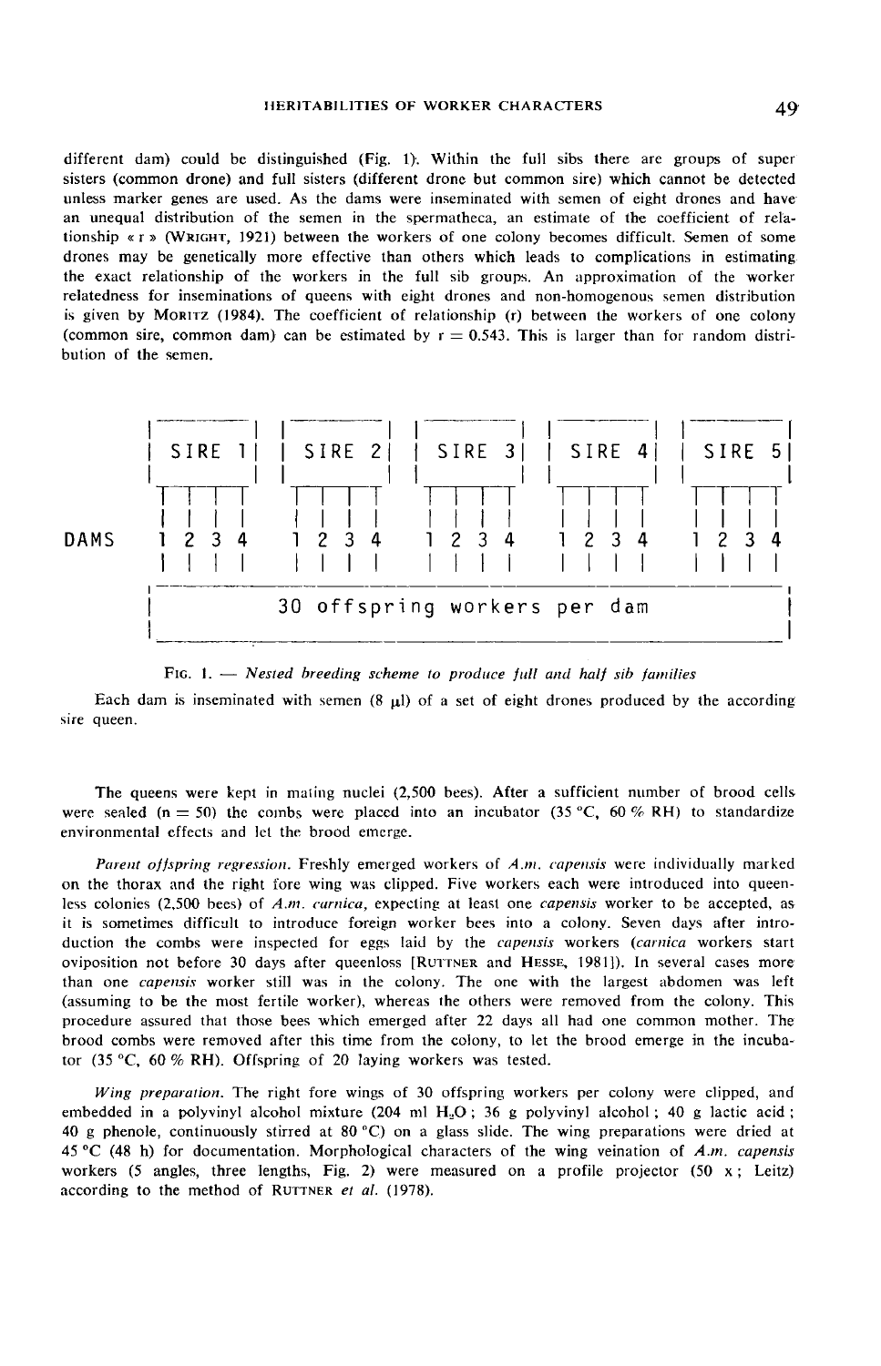different dam) could be distinguished (Fig. 1). Within the full sibs there are groups of super sisters (common drone) and full sisters (different drone but common sire) which cannot be detected unless marker genes are used. As the dams were inseminated with semen of eight drones and have an unequal distribution of the semen in the spermatheca, an estimate of the coefficient of relationship « r » (WRIGHT, 1921) between the workers of one colony becomes difficult. Semen of some drones may be genetically more effective than others which leads to complications in estimating the exact relationship of the workers in the full sib groups. An approximation of the worker relatedness for inseminations of queens with eight drones and non-homogenous semen distribution is given by MORITZ (1984). The coefficient of relationship (r) between the workers of one colony (common sire, common dam) can be estimated by $r = 0.543$. This is larger than for random distribution of the semen.

```
| SIRE 1 |  | SIRE 2 |  | SIRE 3 |  | SIRE 4 |  | SIRE 5 |

DAMS  1 2 3 4   1 2 3 4   1 2 3 4   1 2 3 4   1 2 3 4

|          30 offspring workers per dam                  |
```

FIG. 1. — *Nested breeding scheme to produce full and half sib families*

Each dam is inseminated with semen (8 µl) of a set of eight drones produced by the according sire queen.

The queens were kept in mating nuclei (2,500 bees). After a sufficient number of brood cells were sealed (n = 50) the combs were placed into an incubator (35 °C, 60 % RH) to standardize environmental effects and let the brood emerge.

*Parent offspring regression.* Freshly emerged workers of *A.m. capensis* were individually marked on the thorax and the right fore wing was clipped. Five workers each were introduced into queenless colonies (2,500 bees) of *A.m. carnica*, expecting at least one *capensis* worker to be accepted, as it is sometimes difficult to introduce foreign worker bees into a colony. Seven days after introduction the combs were inspected for eggs laid by the *capensis* workers (*carnica* workers start oviposition not before 30 days after queenloss [RUTTNER and HESSE, 1981]). In several cases more than one *capensis* worker still was in the colony. The one with the largest abdomen was left (assuming to be the most fertile worker), whereas the others were removed from the colony. This procedure assured that those bees which emerged after 22 days all had one common mother. The brood combs were removed after this time from the colony, to let the brood emerge in the incubator (35 °C, 60 % RH). Offspring of 20 laying workers was tested.

*Wing preparation.* The right fore wings of 30 offspring workers per colony were clipped, and embedded in a polyvinyl alcohol mixture (204 ml $H_2O$ ; 36 g polyvinyl alcohol ; 40 g lactic acid ; 40 g phenole, continuously stirred at 80 °C) on a glass slide. The wing preparations were dried at 45 °C (48 h) for documentation. Morphological characters of the wing veination of *A.m. capensis* workers (5 angles, three lengths, Fig. 2) were measured on a profile projector (50 x ; Leitz) according to the method of RUTTNER *et al.* (1978).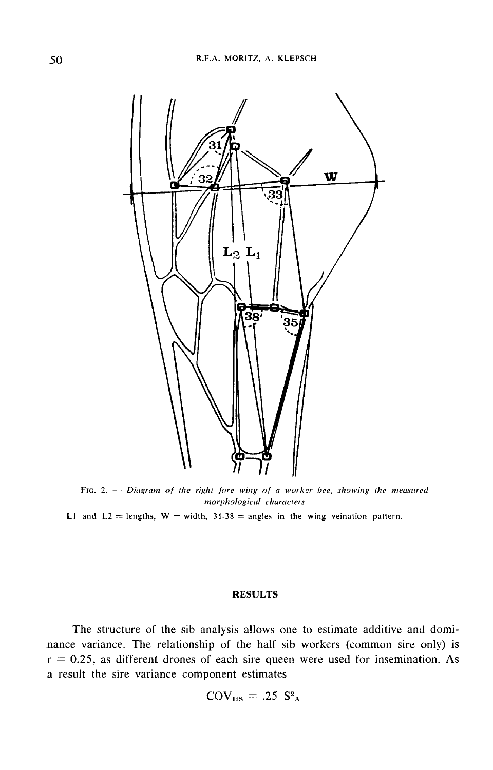FIG. 2. — *Diagram of the right fore wing of a worker bee, showing the measured morphological characters*

L1 and L2 = lengths, W = width, 31-38 = angles in the wing veination pattern.

## RESULTS

The structure of the sib analysis allows one to estimate additive and dominance variance. The relationship of the half sib workers (common sire only) is r = 0.25, as different drones of each sire queen were used for insemination. As a result the sire variance component estimates

$$COV_{HS} = .25\ S^2_A$$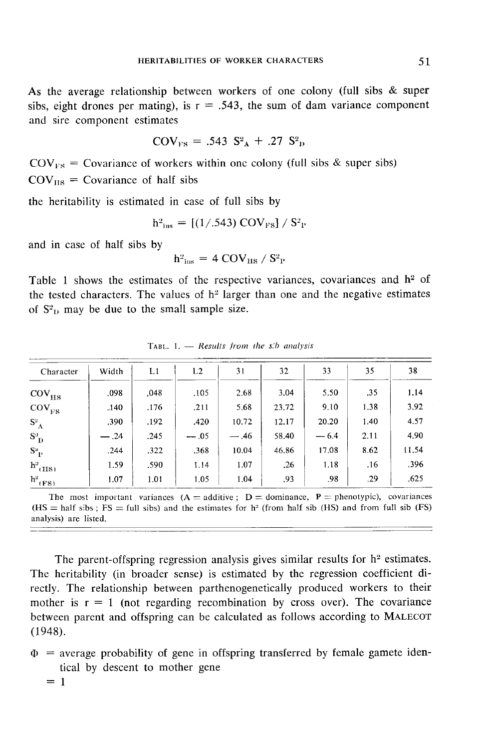As the average relationship between workers of one colony (full sibs & super sibs, eight drones per mating), is r = .543, the sum of dam variance component and sire component estimates

$$COV_{FS} = .543\ S^2_A + .27\ S^2_D$$

$COV_{FS}$ = Covariance of workers within one colony (full sibs & super sibs)
$COV_{HS}$ = Covariance of half sibs

the heritability is estimated in case of full sibs by

$$h^2_{ins} = [(1/.543)\ COV_{FS}]\ /\ S^2_P$$

and in case of half sibs by

$$h^2_{ins} = 4\ COV_{HS}\ /\ S^2_P$$

Table 1 shows the estimates of the respective variances, covariances and $h^2$ of the tested characters. The values of $h^2$ larger than one and the negative estimates of $S^2_D$ may be due to the small sample size.

TABL. 1. — *Results from the sib analysis*

| Character | Width | L1 | L2 | 31 | 32 | 33 | 35 | 38 |
|---|---|---|---|---|---|---|---|---|
| $COV_{HS}$ | .098 | ,048 | .105 | 2.68 | 3.04 | 5.50 | .35 | 1.14 |
| $COV_{FS}$ | .140 | .176 | .211 | 5.68 | 23.72 | 9.10 | 1.38 | 3.92 |
| $S^2_A$ | .390 | .192 | .420 | 10.72 | 12.17 | 20.20 | 1.40 | 4.57 |
| $S^2_D$ | — .24 | .245 | — .05 | — .46 | 58.40 | — 6.4 | 2.11 | 4.90 |
| $S^2_P$ | .244 | .322 | .368 | 10.04 | 46.86 | 17.08 | 8.62 | 11.54 |
| $h^2_{(HS)}$ | 1.59 | .590 | 1.14 | 1.07 | .26 | 1.18 | .16 | .396 |
| $h^2_{(FS)}$ | 1.07 | 1.01 | 1.05 | 1.04 | .93 | .98 | .29 | .625 |

The most important variances (A = additive ; D = dominance, P = phenotypic), covariances (HS = half sibs ; FS = full sibs) and the estimates for $h^2$ (from half sib (HS) and from full sib (FS) analysis) are listed.

The parent-offspring regression analysis gives similar results for $h^2$ estimates. The heritability (in broader sense) is estimated by the regression coefficient directly. The relationship between parthenogenetically produced workers to their mother is r = 1 (not regarding recombination by cross over). The covariance between parent and offspring can be calculated as follows according to MALECOT (1948).

$\Phi$ = average probability of gene in offspring transferred by female gamete identical by descent to mother gene
= 1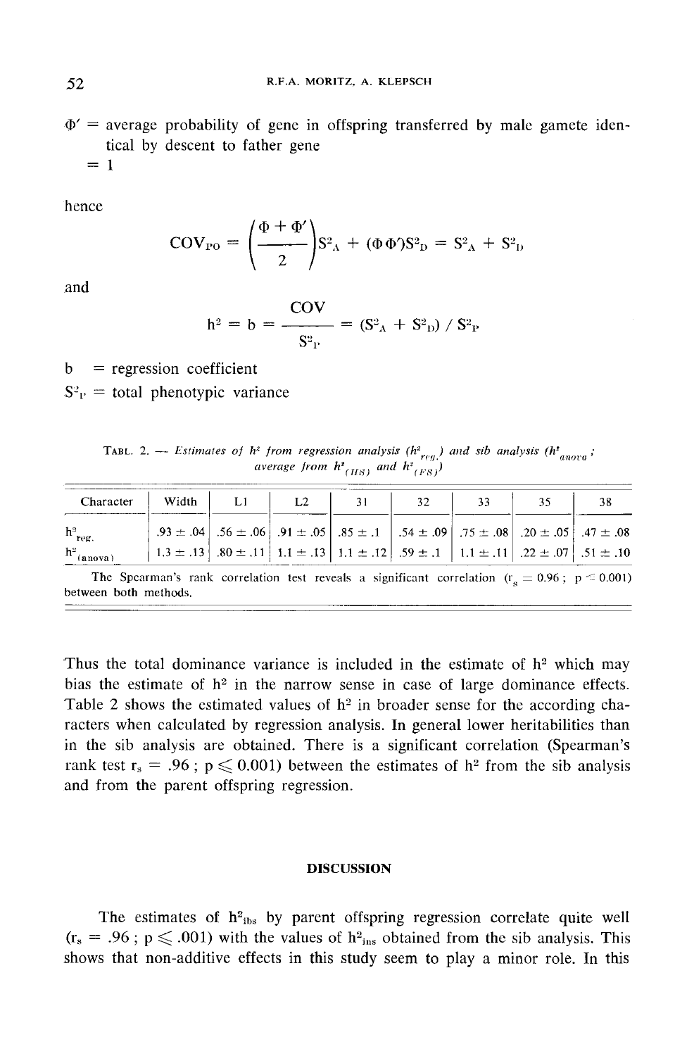$\Phi'$ = average probability of gene in offspring transferred by male gamete identical by descent to father gene
 = 1

hence

$$COV_{PO} = \left(\frac{\Phi + \Phi'}{2}\right) S^2_A + (\Phi \Phi') S^2_D = S^2_A + S^2_D$$

and

$$h^2 = b = \frac{COV}{S^2_P} = (S^2_A + S^2_D) / S^2_P$$

b = regression coefficient
$S^2_P$ = total phenotypic variance

TABL. 2. — *Estimates of $h^2$ from regression analysis ($h^2_{reg.}$) and sib analysis ($h^2_{anova}$; average from $h^2_{(HS)}$ and $h^2_{(FS)}$)*

| Character | Width | L1 | L2 | 31 | 32 | 33 | 35 | 38 |
|---|---|---|---|---|---|---|---|---|
| $h^2_{reg.}$ | .93 ± .04 | .56 ± .06 | .91 ± .05 | .85 ± .1 | .54 ± .09 | .75 ± .08 | .20 ± .05 | .47 ± .08 |
| $h^2_{(anova)}$ | 1.3 ± .13 | .80 ± .11 | 1.1 ± .13 | 1.1 ± .12 | .59 ± .1 | 1.1 ± .11 | .22 ± .07 | .51 ± .10 |

The Spearman's rank correlation test reveals a significant correlation ($r_s = 0.96$ ; $p \leq 0.001$) between both methods.

Thus the total dominance variance is included in the estimate of $h^2$ which may bias the estimate of $h^2$ in the narrow sense in case of large dominance effects. Table 2 shows the estimated values of $h^2$ in broader sense for the according characters when calculated by regression analysis. In general lower heritabilities than in the sib analysis are obtained. There is a significant correlation (Spearman's rank test $r_s = .96$ ; $p \leqslant 0.001$) between the estimates of $h^2$ from the sib analysis and from the parent offspring regression.

## DISCUSSION

The estimates of $h^2_{ibs}$ by parent offspring regression correlate quite well ($r_s = .96$ ; $p \leqslant .001$) with the values of $h^2_{ins}$ obtained from the sib analysis. This shows that non-additive effects in this study seem to play a minor role. In this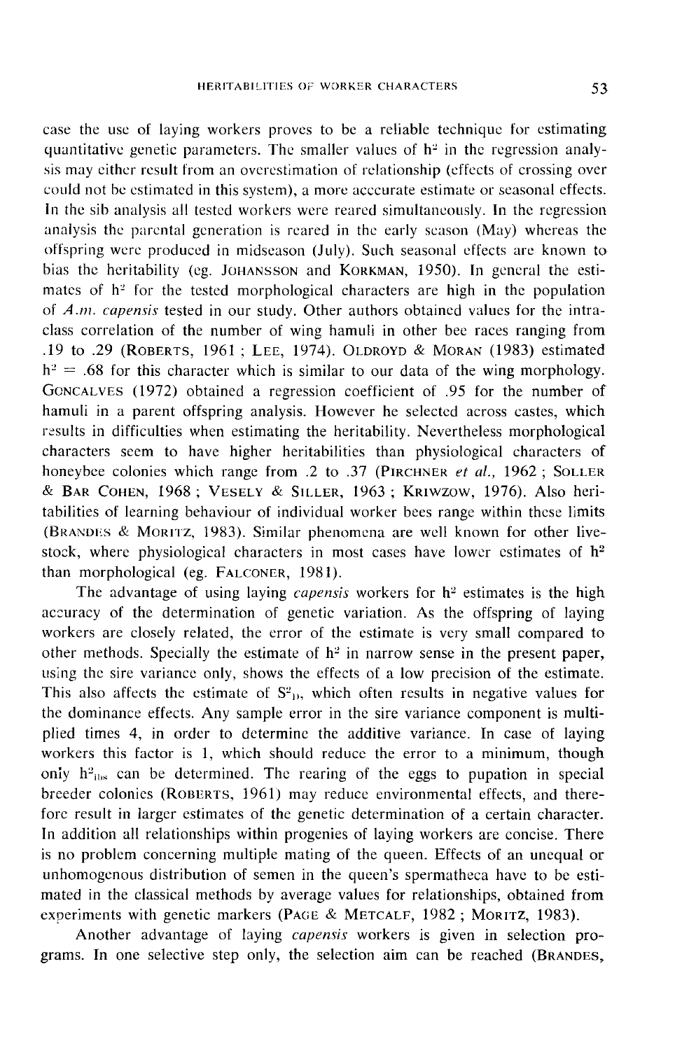case the use of laying workers proves to be a reliable technique for estimating quantitative genetic parameters. The smaller values of $h^2$ in the regression analysis may either result from an overestimation of relationship (effects of crossing over could not be estimated in this system), a more acccurate estimate or seasonal effects. In the sib analysis all tested workers were reared simultaneously. In the regression analysis the parental generation is reared in the early season (May) whereas the offspring were produced in midseason (July). Such seasonal effects are known to bias the heritability (eg. JOHANSSON and KORKMAN, 1950). In general the estimates of $h^2$ for the tested morphological characters are high in the population of *A.m. capensis* tested in our study. Other authors obtained values for the intraclass correlation of the number of wing hamuli in other bee races ranging from .19 to .29 (ROBERTS, 1961 ; LEE, 1974). OLDROYD & MORAN (1983) estimated $h^2 = .68$ for this character which is similar to our data of the wing morphology. GONCALVES (1972) obtained a regression coefficient of .95 for the number of hamuli in a parent offspring analysis. However he selected across castes, which results in difficulties when estimating the heritability. Nevertheless morphological characters seem to have higher heritabilities than physiological characters of honeybee colonies which range from .2 to .37 (PIRCHNER *et al.*, 1962 ; SOLLER & BAR COHEN, 1968 ; VESELY & SILLER, 1963 ; KRIWZOW, 1976). Also heritabilities of learning behaviour of individual worker bees range within these limits (BRANDES & MORITZ, 1983). Similar phenomena are well known for other livestock, where physiological characters in most cases have lower estimates of $h^2$ than morphological (eg. FALCONER, 1981).

The advantage of using laying *capensis* workers for $h^2$ estimates is the high accuracy of the determination of genetic variation. As the offspring of laying workers are closely related, the error of the estimate is very small compared to other methods. Specially the estimate of $h^2$ in narrow sense in the present paper, using the sire variance only, shows the effects of a low precision of the estimate. This also affects the estimate of $S^2_D$, which often results in negative values for the dominance effects. Any sample error in the sire variance component is multiplied times 4, in order to determine the additive variance. In case of laying workers this factor is 1, which should reduce the error to a minimum, though only $h^2_{\text{ibs}}$ can be determined. The rearing of the eggs to pupation in special breeder colonies (ROBERTS, 1961) may reduce environmental effects, and therefore result in larger estimates of the genetic determination of a certain character. In addition all relationships within progenies of laying workers are concise. There is no problem concerning multiple mating of the queen. Effects of an unequal or unhomogenous distribution of semen in the queen's spermatheca have to be estimated in the classical methods by average values for relationships, obtained from experiments with genetic markers (PAGE & METCALF, 1982 ; MORITZ, 1983).

Another advantage of laying *capensis* workers is given in selection programs. In one selective step only, the selection aim can be reached (BRANDES,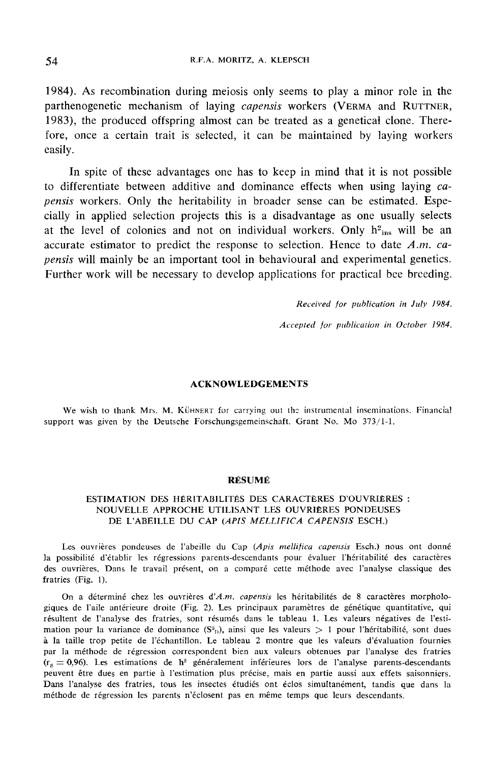1984). As recombination during meiosis only seems to play a minor role in the parthenogenetic mechanism of laying *capensis* workers (VERMA and RUTTNER, 1983), the produced offspring almost can be treated as a genetical clone. Therefore, once a certain trait is selected, it can be maintained by laying workers easily.

In spite of these advantages one has to keep in mind that it is not possible to differentiate between additive and dominance effects when using laying *capensis* workers. Only the heritability in broader sense can be estimated. Especially in applied selection projects this is a disadvantage as one usually selects at the level of colonies and not on individual workers. Only $h^2_{ins}$ will be an accurate estimator to predict the response to selection. Hence to date *A.m. capensis* will mainly be an important tool in behavioural and experimental genetics. Further work will be necessary to develop applications for practical bee breeding.

*Received for publication in July 1984.*

*Accepted for publication in October 1984.*

## ACKNOWLEDGEMENTS

We wish to thank Mrs. M. KÜHNERT for carrying out the instrumental inseminations. Financial support was given by the Deutsche Forschungsgemeinschaft. Grant No. Mo 373/1-1.

## RÉSUMÉ

### ESTIMATION DES HÉRITABILITÉS DES CARACTÈRES D'OUVRIÈRES : NOUVELLE APPROCHE UTILISANT LES OUVRIÈRES PONDEUSES DE L'ABEILLE DU CAP (*APIS MELLIFICA CAPENSIS* ESCH.)

Les ouvrières pondeuses de l'abeille du Cap (*Apis mellifica capensis* Esch.) nous ont donné la possibilité d'établir les régressions parents-descendants pour évaluer l'héritabilité des caractères des ouvrières. Dans le travail présent, on a comparé cette méthode avec l'analyse classique des fratries (Fig. 1).

On a déterminé chez les ouvrières d'*A.m. capensis* les héritabilités de 8 caractères morphologiques de l'aile antérieure droite (Fig. 2). Les principaux paramètres de génétique quantitative, qui résultent de l'analyse des fratries, sont résumés dans le tableau 1. Les valeurs négatives de l'estimation pour la variance de dominance ($S^2_D$), ainsi que les valeurs $> 1$ pour l'héritabilité, sont dues à la taille trop petite de l'échantillon. Le tableau 2 montre que les valeurs d'évaluation fournies par la méthode de régression correspondent bien aux valeurs obtenues par l'analyse des fratries ($r_S = 0{,}96$). Les estimations de $h^2$ généralement inférieures lors de l'analyse parents-descendants peuvent être dues en partie à l'estimation plus précise, mais en partie aussi aux effets saisonniers. Dans l'analyse des fratries, tous les insectes étudiés ont éclos simultanément, tandis que dans la méthode de régression les parents n'éclosent pas en même temps que leurs descendants.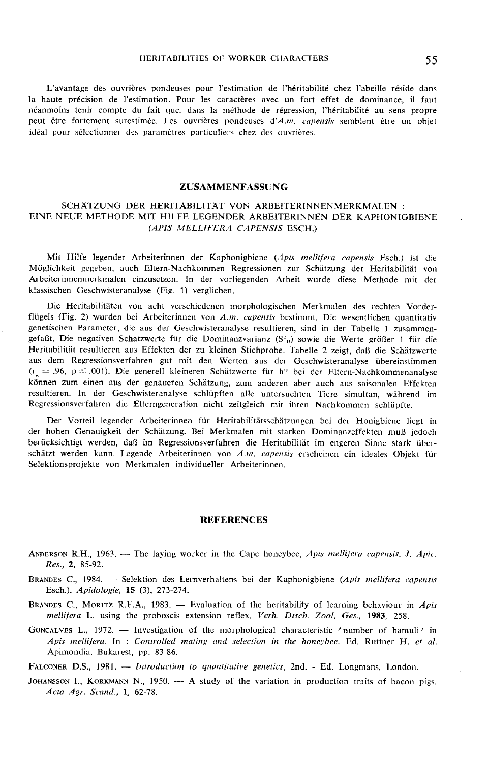L'avantage des ouvrières pondeuses pour l'estimation de l'héritabilité chez l'abeille réside dans la haute précision de l'estimation. Pour les caractères avec un fort effet de dominance, il faut néanmoins tenir compte du fait que, dans la méthode de régression, l'héritabilité au sens propre peut être fortement surestimée. Les ouvrières pondeuses d'*A.m. capensis* semblent être un objet idéal pour sélectionner des paramètres particuliers chez des ouvrières.

## ZUSAMMENFASSUNG

### SCHÄTZUNG DER HERITABILITÄT VON ARBEITERINNENMERKMALEN : EINE NEUE METHODE MIT HILFE LEGENDER ARBEITERINNEN DER KAPHONIGBIENE (*APIS MELLIFERA CAPENSIS* ESCH.)

Mit Hilfe legender Arbeiterinnen der Kaphonigbiene (*Apis mellifera capensis* Esch.) ist die Möglichkeit gegeben, auch Eltern-Nachkommen Regressionen zur Schätzung der Heritabilität von Arbeiterinnenmerkmalen einzusetzen. In der vorliegenden Arbeit wurde diese Methode mit der klassischen Geschwisteranalyse (Fig. 1) verglichen.

Die Heritabilitäten von acht verschiedenen morphologischen Merkmalen des rechten Vorderflügels (Fig. 2) wurden bei Arbeiterinnen von *A.m. capensis* bestimmt. Die wesentlichen quantitativ genetischen Parameter, die aus der Geschwisteranalyse resultieren, sind in der Tabelle 1 zusammengefaßt. Die negativen Schätzwerte für die Dominanzvarianz ($S^2_D$) sowie die Werte größer 1 für die Heritabilität resultieren aus Effekten der zu kleinen Stichprobe. Tabelle 2 zeigt, daß die Schätzwerte aus dem Regressionsverfahren gut mit den Werten aus der Geschwisteranalyse übereinstimmen ($r_s = .96$, $p \leq .001$). Die generell kleineren Schätzwerte für $h^2$ bei der Eltern-Nachkommenanalyse können zum einen aus der genaueren Schätzung, zum anderen aber auch aus saisonalen Effekten resultieren. In der Geschwisteranalyse schlüpften alle untersuchten Tiere simultan, während im Regressionsverfahren die Elterngeneration nicht zeitgleich mit ihren Nachkommen schlüpfte.

Der Vorteil legender Arbeiterinnen für Heritabilitätsschätzungen bei der Honigbiene liegt in der hohen Genauigkeit der Schätzung. Bei Merkmalen mit starken Dominanzeffekten muß jedoch berücksichtigt werden, daß im Regressionsverfahren die Heritabilität im engeren Sinne stark überschätzt werden kann. Legende Arbeiterinnen von *A.m. capensis* erscheinen ein ideales Objekt für Selektionsprojekte von Merkmalen individueller Arbeiterinnen.

## REFERENCES

ANDERSON R.H., 1963. — The laying worker in the Cape honeybee, *Apis mellifera capensis*. *J. Apic. Res.*, **2**, 85-92.

BRANDES C., 1984. — Selektion des Lernverhaltens bei der Kaphonigbiene (*Apis mellifera capensis* Esch.). *Apidologie*, **15** (3), 273-274.

BRANDES C., MORITZ R.F.A., 1983. — Evaluation of the heritability of learning behaviour in *Apis mellifera* L. using the proboscis extension reflex. *Verh. Dtsch. Zool. Ges.*, **1983**, 258.

GONCALVES L., 1972. — Investigation of the morphological characteristic 'number of hamuli' in *Apis mellifera*. In : *Controlled mating and selection in the honeybee*. Ed. Ruttner H. *et al.* Apimondia, Bukarest, pp. 83-86.

FALCONER D.S., 1981. — *Introduction to quantitative genetics*, 2nd. - Ed. Longmans, London.

JOHANSSON I., KORKMANN N., 1950. — A study of the variation in production traits of bacon pigs. *Acta Agr. Scand.*, **1**, 62-78.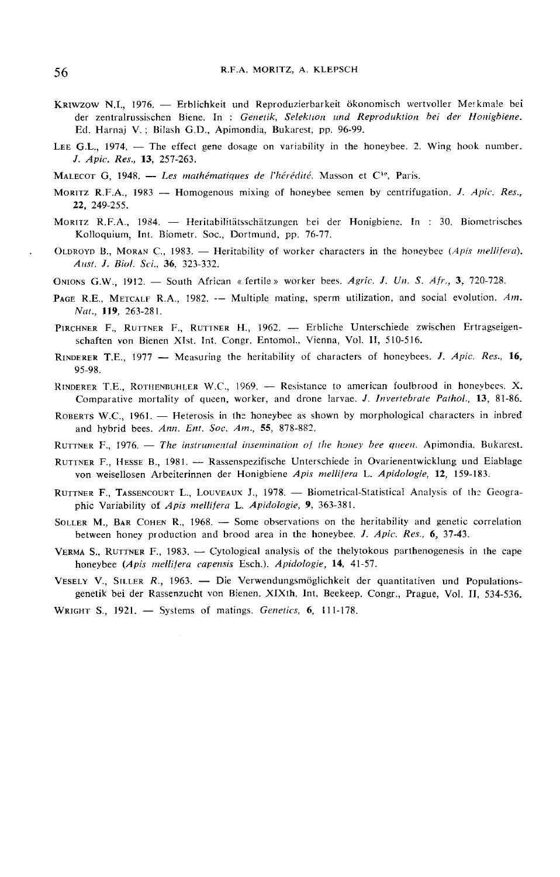KRIWZOW N.I., 1976. — Erblichkeit und Reproduzierbarkeit ökonomisch wertvoller Merkmale bei der zentralrussischen Biene. In : *Genetik, Selektion und Reproduktion bei der Honigbiene.* Ed. Harnaj V. ; Bilash G.D., Apimondia, Bukarest, pp. 96-99.

LEE G.L., 1974. — The effect gene dosage on variability in the honeybee. 2. Wing hook number. *J. Apic. Res.*, **13**, 257-263.

MALECOT G, 1948. — *Les mathématiques de l'hérédité.* Masson et C[ie], Paris.

MORITZ R.F.A., 1983 — Homogenous mixing of honeybee semen by centrifugation. *J. Apic. Res.*, **22**, 249-255.

MORITZ R.F.A., 1984. — Heritabilitätsschätzungen bei der Honigbiene. In : 30. Biometrisches Kolloquium, Int. Biometr. Soc., Dortmund, pp. 76-77.

OLDROYD B., MORAN C., 1983. — Heritability of worker characters in the honeybee (*Apis mellifera*). *Aust. J. Biol. Sci.*, **36**, 323-332.

ONIONS G.W., 1912. — South African « fertile » worker bees. *Agric. J. Un. S. Afr.*, **3**, 720-728.

PAGE R.E., METCALF R.A., 1982. — Multiple mating, sperm utilization, and social evolution. *Am. Nat.*, **119**, 263-281.

PIRCHNER F., RUTTNER F., RUTTNER H., 1962. — Erbliche Unterschiede zwischen Ertragseigenschaften von Bienen XIst. Int. Congr. Entomol., Vienna, Vol. II, 510-516.

RINDERER T.E., 1977 — Measuring the heritability of characters of honeybees. *J. Apic. Res.*, **16**, 95-98.

RINDERER T.E., ROTHENBUHLER W.C., 1969. — Resistance to american foulbrood in honeybees. X. Comparative mortality of queen, worker, and drone larvae. *J. Invertebrate Pathol.*, **13**, 81-86.

ROBERTS W.C., 1961. — Heterosis in the honeybee as shown by morphological characters in inbred and hybrid bees. *Ann. Ent. Soc. Am.*, **55**, 878-882.

RUTTNER F., 1976. — *The instrumental insemination of the honey bee queen.* Apimondia, Bukarest.

RUTTNER F., HESSE B., 1981. — Rassenspezifische Unterschiede in Ovarienentwicklung und Eiablage von weisellosen Arbeiterinnen der Honigbiene *Apis mellifera* L. *Apidologie*, **12**, 159-183.

RUTTNER F., TASSENCOURT L., LOUVEAUX J., 1978. — Biometrical-Statistical Analysis of the Geographic Variability of *Apis mellifera* L. *Apidologie*, **9**, 363-381.

SOLLER M., BAR COHEN R., 1968. — Some observations on the heritability and genetic correlation between honey production and brood area in the honeybee. *J. Apic. Res.*, **6**, 37-43.

VERMA S., RUTTNER F., 1983. — Cytological analysis of the thelytokous parthenogenesis in the cape honeybee (*Apis mellifera capensis* Esch.). *Apidologie*, **14**, 41-57.

VESELY V., SILLER R., 1963. — Die Verwendungsmöglichkeit der quantitativen und Populationsgenetik bei der Rassenzucht von Bienen. XIXth. Int. Beekeep. Congr., Prague, Vol. II, 534-536.

WRIGHT S., 1921. — Systems of matings. *Genetics*, **6**, 111-178.